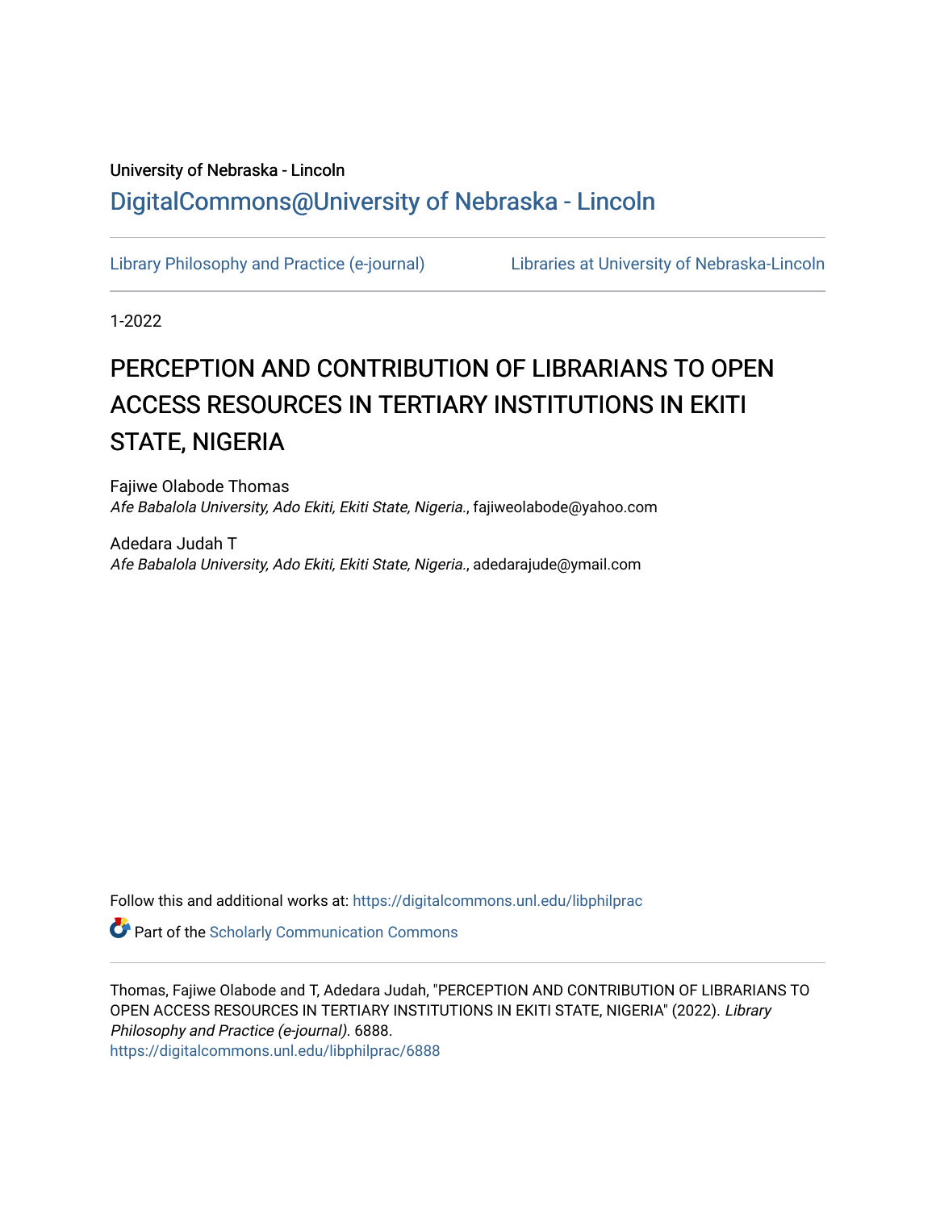University of Nebraska - Lincoln

DigitalCommons@University of Nebraska - Lincoln

Library Philosophy and Practice (e-journal) | Libraries at University of Nebraska-Lincoln

1-2022

# PERCEPTION AND CONTRIBUTION OF LIBRARIANS TO OPEN ACCESS RESOURCES IN TERTIARY INSTITUTIONS IN EKITI STATE, NIGERIA

Fajiwe Olabode Thomas
*Afe Babalola University, Ado Ekiti, Ekiti State, Nigeria.*, fajiweolabode@yahoo.com

Adedara Judah T
*Afe Babalola University, Ado Ekiti, Ekiti State, Nigeria.*, adedarajude@ymail.com

Follow this and additional works at: https://digitalcommons.unl.edu/libphilprac

Part of the Scholarly Communication Commons

Thomas, Fajiwe Olabode and T, Adedara Judah, "PERCEPTION AND CONTRIBUTION OF LIBRARIANS TO OPEN ACCESS RESOURCES IN TERTIARY INSTITUTIONS IN EKITI STATE, NIGERIA" (2022). *Library Philosophy and Practice (e-journal)*. 6888.
https://digitalcommons.unl.edu/libphilprac/6888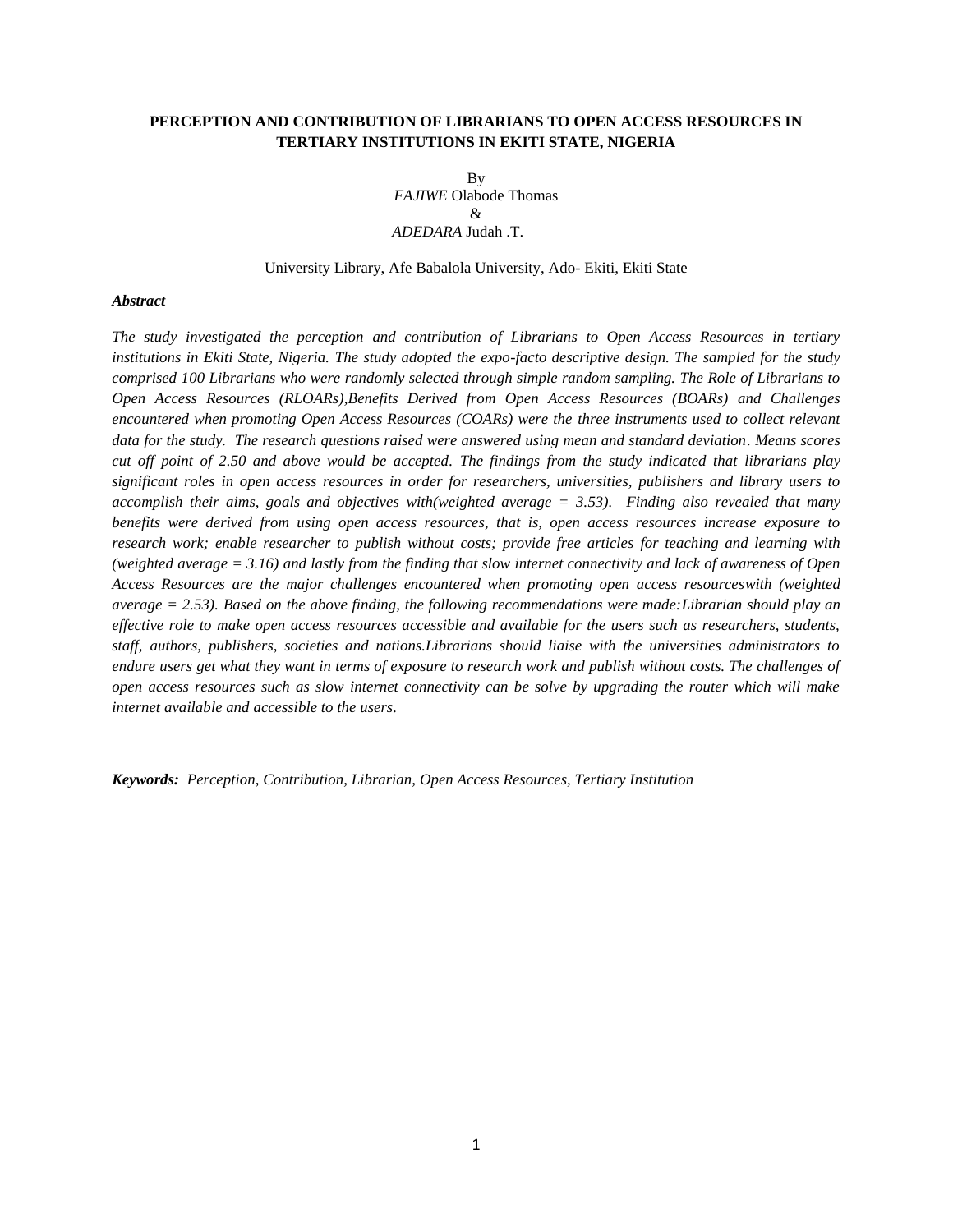# PERCEPTION AND CONTRIBUTION OF LIBRARIANS TO OPEN ACCESS RESOURCES IN TERTIARY INSTITUTIONS IN EKITI STATE, NIGERIA

By

*FAJIWE* Olabode Thomas

&

*ADEDARA* Judah .T.

University Library, Afe Babalola University, Ado- Ekiti, Ekiti State

***Abstract***

*The study investigated the perception and contribution of Librarians to Open Access Resources in tertiary institutions in Ekiti State, Nigeria. The study adopted the expo-facto descriptive design. The sampled for the study comprised 100 Librarians who were randomly selected through simple random sampling. The Role of Librarians to Open Access Resources (RLOARs),Benefits Derived from Open Access Resources (BOARs) and Challenges encountered when promoting Open Access Resources (COARs) were the three instruments used to collect relevant data for the study. The research questions raised were answered using mean and standard deviation. Means scores cut off point of 2.50 and above would be accepted. The findings from the study indicated that librarians play significant roles in open access resources in order for researchers, universities, publishers and library users to accomplish their aims, goals and objectives with(weighted average = 3.53). Finding also revealed that many benefits were derived from using open access resources, that is, open access resources increase exposure to research work; enable researcher to publish without costs; provide free articles for teaching and learning with (weighted average = 3.16) and lastly from the finding that slow internet connectivity and lack of awareness of Open Access Resources are the major challenges encountered when promoting open access resourceswith (weighted average = 2.53). Based on the above finding, the following recommendations were made:Librarian should play an effective role to make open access resources accessible and available for the users such as researchers, students, staff, authors, publishers, societies and nations.Librarians should liaise with the universities administrators to endure users get what they want in terms of exposure to research work and publish without costs. The challenges of open access resources such as slow internet connectivity can be solve by upgrading the router which will make internet available and accessible to the users.*

***Keywords:*** *Perception, Contribution, Librarian, Open Access Resources, Tertiary Institution*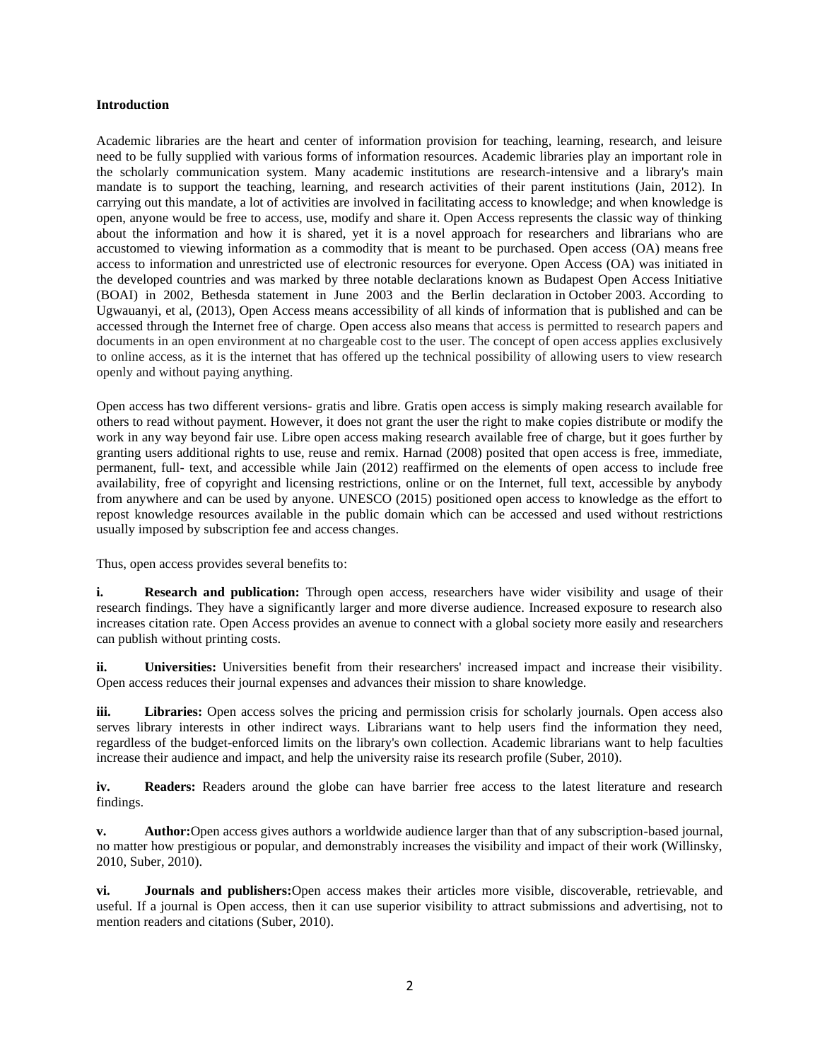**Introduction**

Academic libraries are the heart and center of information provision for teaching, learning, research, and leisure need to be fully supplied with various forms of information resources. Academic libraries play an important role in the scholarly communication system. Many academic institutions are research-intensive and a library's main mandate is to support the teaching, learning, and research activities of their parent institutions (Jain, 2012). In carrying out this mandate, a lot of activities are involved in facilitating access to knowledge; and when knowledge is open, anyone would be free to access, use, modify and share it. Open Access represents the classic way of thinking about the information and how it is shared, yet it is a novel approach for researchers and librarians who are accustomed to viewing information as a commodity that is meant to be purchased. Open access (OA) means free access to information and unrestricted use of electronic resources for everyone. Open Access (OA) was initiated in the developed countries and was marked by three notable declarations known as Budapest Open Access Initiative (BOAI) in 2002, Bethesda statement in June 2003 and the Berlin declaration in October 2003. According to Ugwauanyi, et al, (2013), Open Access means accessibility of all kinds of information that is published and can be accessed through the Internet free of charge. Open access also means that access is permitted to research papers and documents in an open environment at no chargeable cost to the user. The concept of open access applies exclusively to online access, as it is the internet that has offered up the technical possibility of allowing users to view research openly and without paying anything.

Open access has two different versions- gratis and libre. Gratis open access is simply making research available for others to read without payment. However, it does not grant the user the right to make copies distribute or modify the work in any way beyond fair use. Libre open access making research available free of charge, but it goes further by granting users additional rights to use, reuse and remix. Harnad (2008) posited that open access is free, immediate, permanent, full- text, and accessible while Jain (2012) reaffirmed on the elements of open access to include free availability, free of copyright and licensing restrictions, online or on the Internet, full text, accessible by anybody from anywhere and can be used by anyone. UNESCO (2015) positioned open access to knowledge as the effort to repost knowledge resources available in the public domain which can be accessed and used without restrictions usually imposed by subscription fee and access changes.

Thus, open access provides several benefits to:

**i. Research and publication:** Through open access, researchers have wider visibility and usage of their research findings. They have a significantly larger and more diverse audience. Increased exposure to research also increases citation rate. Open Access provides an avenue to connect with a global society more easily and researchers can publish without printing costs.

**ii. Universities:** Universities benefit from their researchers' increased impact and increase their visibility. Open access reduces their journal expenses and advances their mission to share knowledge.

**iii. Libraries:** Open access solves the pricing and permission crisis for scholarly journals. Open access also serves library interests in other indirect ways. Librarians want to help users find the information they need, regardless of the budget-enforced limits on the library's own collection. Academic librarians want to help faculties increase their audience and impact, and help the university raise its research profile (Suber, 2010).

**iv. Readers:** Readers around the globe can have barrier free access to the latest literature and research findings.

**v. Author:**Open access gives authors a worldwide audience larger than that of any subscription-based journal, no matter how prestigious or popular, and demonstrably increases the visibility and impact of their work (Willinsky, 2010, Suber, 2010).

**vi. Journals and publishers:**Open access makes their articles more visible, discoverable, retrievable, and useful. If a journal is Open access, then it can use superior visibility to attract submissions and advertising, not to mention readers and citations (Suber, 2010).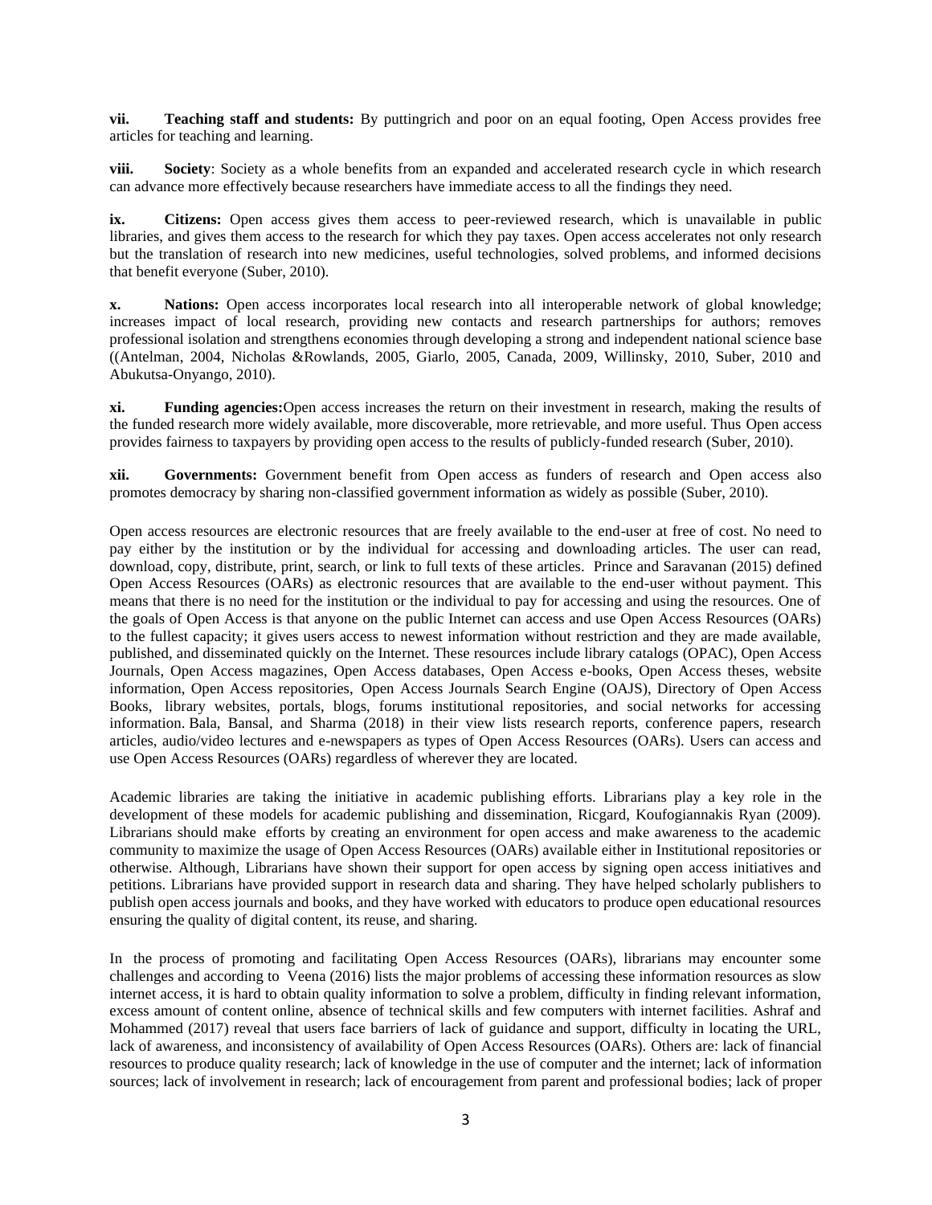**vii. Teaching staff and students:** By puttingrich and poor on an equal footing, Open Access provides free articles for teaching and learning.

**viii. Society**: Society as a whole benefits from an expanded and accelerated research cycle in which research can advance more effectively because researchers have immediate access to all the findings they need.

**ix. Citizens:** Open access gives them access to peer-reviewed research, which is unavailable in public libraries, and gives them access to the research for which they pay taxes. Open access accelerates not only research but the translation of research into new medicines, useful technologies, solved problems, and informed decisions that benefit everyone (Suber, 2010).

**x. Nations:** Open access incorporates local research into all interoperable network of global knowledge; increases impact of local research, providing new contacts and research partnerships for authors; removes professional isolation and strengthens economies through developing a strong and independent national science base ((Antelman, 2004, Nicholas &Rowlands, 2005, Giarlo, 2005, Canada, 2009, Willinsky, 2010, Suber, 2010 and Abukutsa-Onyango, 2010).

**xi. Funding agencies:**Open access increases the return on their investment in research, making the results of the funded research more widely available, more discoverable, more retrievable, and more useful. Thus Open access provides fairness to taxpayers by providing open access to the results of publicly-funded research (Suber, 2010).

**xii. Governments:** Government benefit from Open access as funders of research and Open access also promotes democracy by sharing non-classified government information as widely as possible (Suber, 2010).

Open access resources are electronic resources that are freely available to the end-user at free of cost. No need to pay either by the institution or by the individual for accessing and downloading articles. The user can read, download, copy, distribute, print, search, or link to full texts of these articles. Prince and Saravanan (2015) defined Open Access Resources (OARs) as electronic resources that are available to the end-user without payment. This means that there is no need for the institution or the individual to pay for accessing and using the resources. One of the goals of Open Access is that anyone on the public Internet can access and use Open Access Resources (OARs) to the fullest capacity; it gives users access to newest information without restriction and they are made available, published, and disseminated quickly on the Internet. These resources include library catalogs (OPAC), Open Access Journals, Open Access magazines, Open Access databases, Open Access e-books, Open Access theses, website information, Open Access repositories, Open Access Journals Search Engine (OAJS), Directory of Open Access Books, library websites, portals, blogs, forums institutional repositories, and social networks for accessing information. Bala, Bansal, and Sharma (2018) in their view lists research reports, conference papers, research articles, audio/video lectures and e-newspapers as types of Open Access Resources (OARs). Users can access and use Open Access Resources (OARs) regardless of wherever they are located.

Academic libraries are taking the initiative in academic publishing efforts. Librarians play a key role in the development of these models for academic publishing and dissemination, Ricgard, Koufogiannakis Ryan (2009). Librarians should make efforts by creating an environment for open access and make awareness to the academic community to maximize the usage of Open Access Resources (OARs) available either in Institutional repositories or otherwise. Although, Librarians have shown their support for open access by signing open access initiatives and petitions. Librarians have provided support in research data and sharing. They have helped scholarly publishers to publish open access journals and books, and they have worked with educators to produce open educational resources ensuring the quality of digital content, its reuse, and sharing.

In the process of promoting and facilitating Open Access Resources (OARs), librarians may encounter some challenges and according to Veena (2016) lists the major problems of accessing these information resources as slow internet access, it is hard to obtain quality information to solve a problem, difficulty in finding relevant information, excess amount of content online, absence of technical skills and few computers with internet facilities. Ashraf and Mohammed (2017) reveal that users face barriers of lack of guidance and support, difficulty in locating the URL, lack of awareness, and inconsistency of availability of Open Access Resources (OARs). Others are: lack of financial resources to produce quality research; lack of knowledge in the use of computer and the internet; lack of information sources; lack of involvement in research; lack of encouragement from parent and professional bodies; lack of proper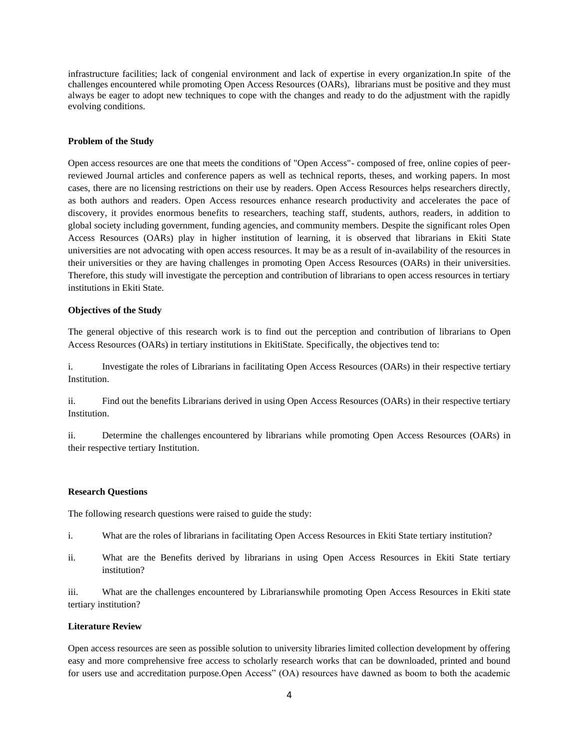infrastructure facilities; lack of congenial environment and lack of expertise in every organization.In spite of the challenges encountered while promoting Open Access Resources (OARs), librarians must be positive and they must always be eager to adopt new techniques to cope with the changes and ready to do the adjustment with the rapidly evolving conditions.

**Problem of the Study**

Open access resources are one that meets the conditions of "Open Access"- composed of free, online copies of peer-reviewed Journal articles and conference papers as well as technical reports, theses, and working papers. In most cases, there are no licensing restrictions on their use by readers. Open Access Resources helps researchers directly, as both authors and readers. Open Access resources enhance research productivity and accelerates the pace of discovery, it provides enormous benefits to researchers, teaching staff, students, authors, readers, in addition to global society including government, funding agencies, and community members. Despite the significant roles Open Access Resources (OARs) play in higher institution of learning, it is observed that librarians in Ekiti State universities are not advocating with open access resources. It may be as a result of in-availability of the resources in their universities or they are having challenges in promoting Open Access Resources (OARs) in their universities. Therefore, this study will investigate the perception and contribution of librarians to open access resources in tertiary institutions in Ekiti State.

**Objectives of the Study**

The general objective of this research work is to find out the perception and contribution of librarians to Open Access Resources (OARs) in tertiary institutions in EkitiState. Specifically, the objectives tend to:

i. Investigate the roles of Librarians in facilitating Open Access Resources (OARs) in their respective tertiary Institution.

ii. Find out the benefits Librarians derived in using Open Access Resources (OARs) in their respective tertiary Institution.

ii. Determine the challenges encountered by librarians while promoting Open Access Resources (OARs) in their respective tertiary Institution.

**Research Questions**

The following research questions were raised to guide the study:

i. What are the roles of librarians in facilitating Open Access Resources in Ekiti State tertiary institution?

ii. What are the Benefits derived by librarians in using Open Access Resources in Ekiti State tertiary institution?

iii. What are the challenges encountered by Librarianswhile promoting Open Access Resources in Ekiti state tertiary institution?

**Literature Review**

Open access resources are seen as possible solution to university libraries limited collection development by offering easy and more comprehensive free access to scholarly research works that can be downloaded, printed and bound for users use and accreditation purpose.Open Access" (OA) resources have dawned as boom to both the academic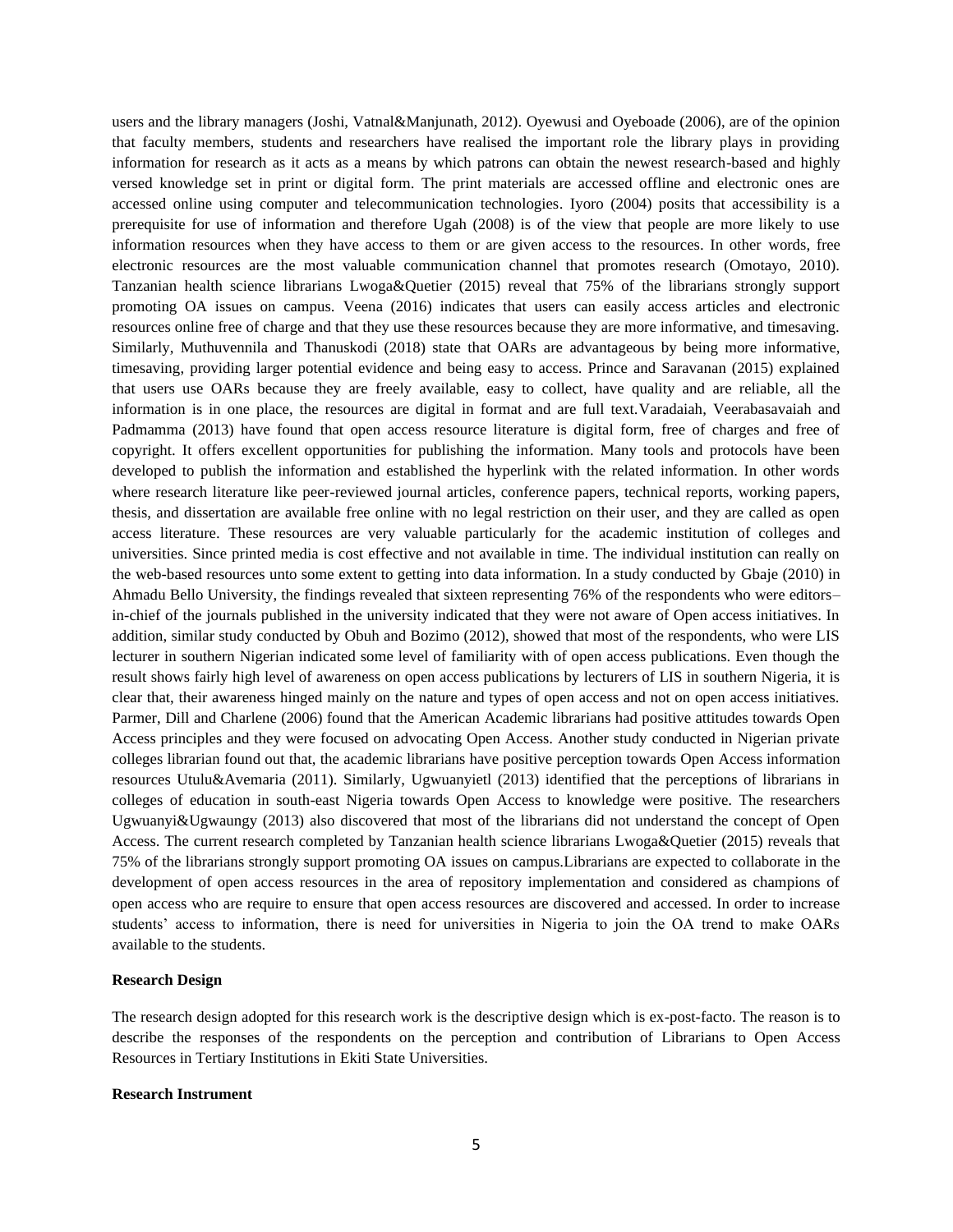users and the library managers (Joshi, Vatnal&Manjunath, 2012). Oyewusi and Oyeboade (2006), are of the opinion that faculty members, students and researchers have realised the important role the library plays in providing information for research as it acts as a means by which patrons can obtain the newest research-based and highly versed knowledge set in print or digital form. The print materials are accessed offline and electronic ones are accessed online using computer and telecommunication technologies. Iyoro (2004) posits that accessibility is a prerequisite for use of information and therefore Ugah (2008) is of the view that people are more likely to use information resources when they have access to them or are given access to the resources. In other words, free electronic resources are the most valuable communication channel that promotes research (Omotayo, 2010). Tanzanian health science librarians Lwoga&Quetier (2015) reveal that 75% of the librarians strongly support promoting OA issues on campus. Veena (2016) indicates that users can easily access articles and electronic resources online free of charge and that they use these resources because they are more informative, and timesaving. Similarly, Muthuvennila and Thanuskodi (2018) state that OARs are advantageous by being more informative, timesaving, providing larger potential evidence and being easy to access. Prince and Saravanan (2015) explained that users use OARs because they are freely available, easy to collect, have quality and are reliable, all the information is in one place, the resources are digital in format and are full text.Varadaiah, Veerabasavaiah and Padmamma (2013) have found that open access resource literature is digital form, free of charges and free of copyright. It offers excellent opportunities for publishing the information. Many tools and protocols have been developed to publish the information and established the hyperlink with the related information. In other words where research literature like peer-reviewed journal articles, conference papers, technical reports, working papers, thesis, and dissertation are available free online with no legal restriction on their user, and they are called as open access literature. These resources are very valuable particularly for the academic institution of colleges and universities. Since printed media is cost effective and not available in time. The individual institution can really on the web-based resources unto some extent to getting into data information. In a study conducted by Gbaje (2010) in Ahmadu Bello University, the findings revealed that sixteen representing 76% of the respondents who were editors–in-chief of the journals published in the university indicated that they were not aware of Open access initiatives. In addition, similar study conducted by Obuh and Bozimo (2012), showed that most of the respondents, who were LIS lecturer in southern Nigerian indicated some level of familiarity with of open access publications. Even though the result shows fairly high level of awareness on open access publications by lecturers of LIS in southern Nigeria, it is clear that, their awareness hinged mainly on the nature and types of open access and not on open access initiatives. Parmer, Dill and Charlene (2006) found that the American Academic librarians had positive attitudes towards Open Access principles and they were focused on advocating Open Access. Another study conducted in Nigerian private colleges librarian found out that, the academic librarians have positive perception towards Open Access information resources Utulu&Avemaria (2011). Similarly, Ugwuanyietl (2013) identified that the perceptions of librarians in colleges of education in south-east Nigeria towards Open Access to knowledge were positive. The researchers Ugwuanyi&Ugwaungy (2013) also discovered that most of the librarians did not understand the concept of Open Access. The current research completed by Tanzanian health science librarians Lwoga&Quetier (2015) reveals that 75% of the librarians strongly support promoting OA issues on campus.Librarians are expected to collaborate in the development of open access resources in the area of repository implementation and considered as champions of open access who are require to ensure that open access resources are discovered and accessed. In order to increase students' access to information, there is need for universities in Nigeria to join the OA trend to make OARs available to the students.

**Research Design**

The research design adopted for this research work is the descriptive design which is ex-post-facto. The reason is to describe the responses of the respondents on the perception and contribution of Librarians to Open Access Resources in Tertiary Institutions in Ekiti State Universities.

**Research Instrument**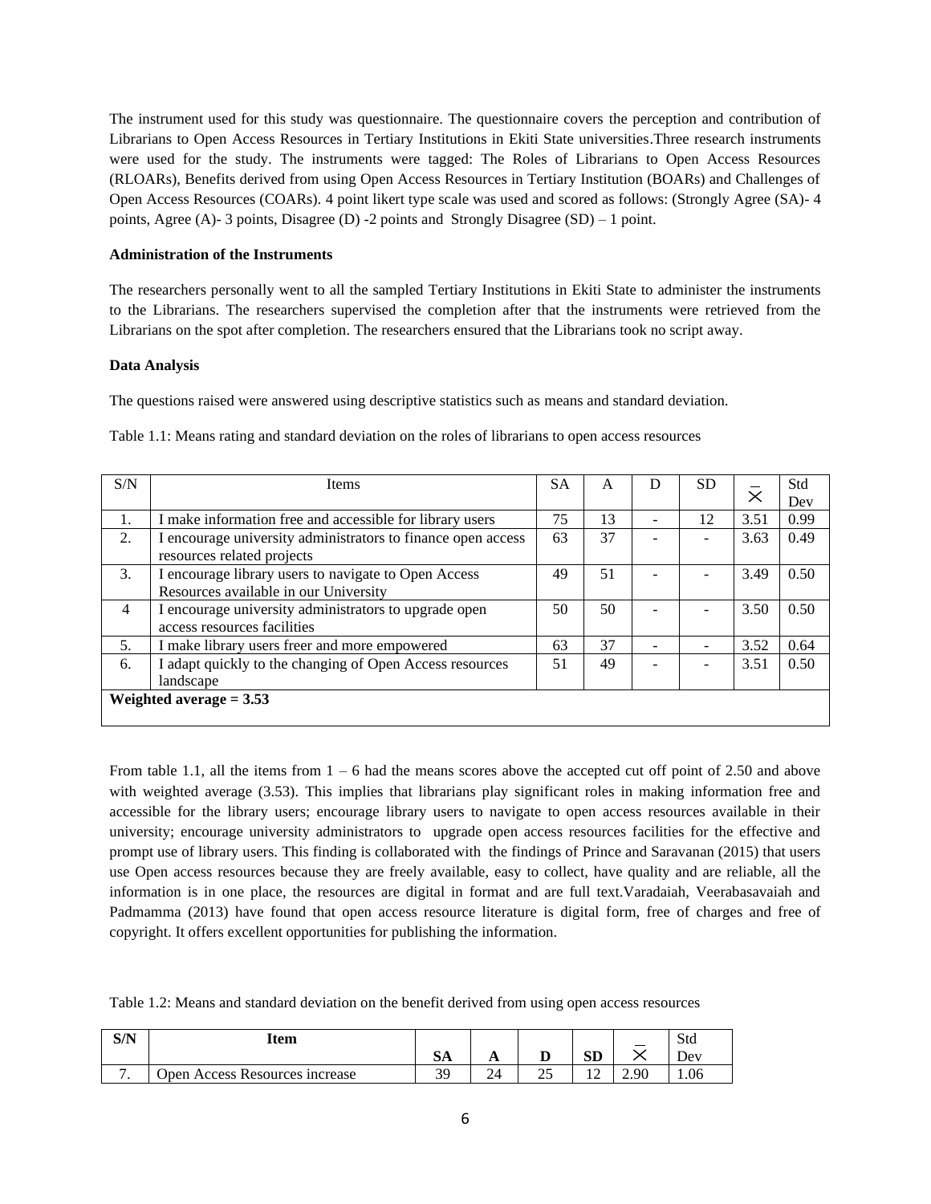The instrument used for this study was questionnaire. The questionnaire covers the perception and contribution of Librarians to Open Access Resources in Tertiary Institutions in Ekiti State universities.Three research instruments were used for the study. The instruments were tagged: The Roles of Librarians to Open Access Resources (RLOARs), Benefits derived from using Open Access Resources in Tertiary Institution (BOARs) and Challenges of Open Access Resources (COARs). 4 point likert type scale was used and scored as follows: (Strongly Agree (SA)- 4 points, Agree (A)- 3 points, Disagree (D) -2 points and Strongly Disagree (SD) – 1 point.

**Administration of the Instruments**

The researchers personally went to all the sampled Tertiary Institutions in Ekiti State to administer the instruments to the Librarians. The researchers supervised the completion after that the instruments were retrieved from the Librarians on the spot after completion. The researchers ensured that the Librarians took no script away.

**Data Analysis**

The questions raised were answered using descriptive statistics such as means and standard deviation.

Table 1.1: Means rating and standard deviation on the roles of librarians to open access resources

| S/N | Items | SA | A | D | SD | $\bar{X}$ | Std Dev |
|---|---|---|---|---|---|---|---|
| 1. | I make information free and accessible for library users | 75 | 13 | - | 12 | 3.51 | 0.99 |
| 2. | I encourage university administrators to finance open access resources related projects | 63 | 37 | - | - | 3.63 | 0.49 |
| 3. | I encourage library users to navigate to Open Access Resources available in our University | 49 | 51 | - | - | 3.49 | 0.50 |
| 4 | I encourage university administrators to upgrade open access resources facilities | 50 | 50 | - | - | 3.50 | 0.50 |
| 5. | I make library users freer and more empowered | 63 | 37 | - | - | 3.52 | 0.64 |
| 6. | I adapt quickly to the changing of Open Access resources landscape | 51 | 49 | - | - | 3.51 | 0.50 |
| **Weighted average = 3.53** | | | | | | | |

From table 1.1, all the items from 1 – 6 had the means scores above the accepted cut off point of 2.50 and above with weighted average (3.53). This implies that librarians play significant roles in making information free and accessible for the library users; encourage library users to navigate to open access resources available in their university; encourage university administrators to upgrade open access resources facilities for the effective and prompt use of library users. This finding is collaborated with the findings of Prince and Saravanan (2015) that users use Open access resources because they are freely available, easy to collect, have quality and are reliable, all the information is in one place, the resources are digital in format and are full text.Varadaiah, Veerabasavaiah and Padmamma (2013) have found that open access resource literature is digital form, free of charges and free of copyright. It offers excellent opportunities for publishing the information.

Table 1.2: Means and standard deviation on the benefit derived from using open access resources

| S/N | Item | SA | A | D | SD | $\bar{X}$ | Std Dev |
|---|---|---|---|---|---|---|---|
| 7. | Open Access Resources increase | 39 | 24 | 25 | 12 | 2.90 | 1.06 |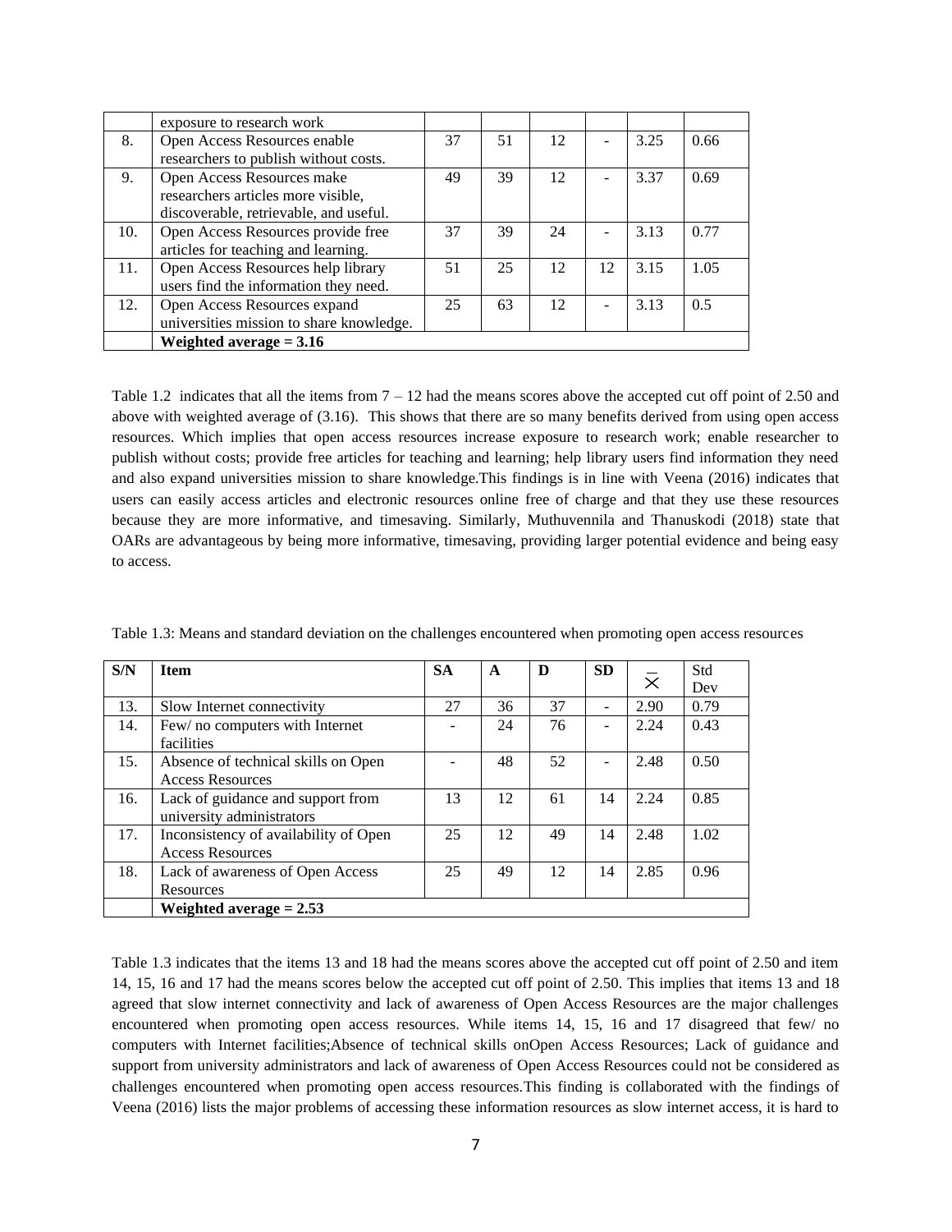|  | exposure to research work |  |  |  |  |  |  |
|---|---|---|---|---|---|---|---|
| 8. | Open Access Resources enable researchers to publish without costs. | 37 | 51 | 12 | - | 3.25 | 0.66 |
| 9. | Open Access Resources make researchers articles more visible, discoverable, retrievable, and useful. | 49 | 39 | 12 | - | 3.37 | 0.69 |
| 10. | Open Access Resources provide free articles for teaching and learning. | 37 | 39 | 24 | - | 3.13 | 0.77 |
| 11. | Open Access Resources help library users find the information they need. | 51 | 25 | 12 | 12 | 3.15 | 1.05 |
| 12. | Open Access Resources expand universities mission to share knowledge. | 25 | 63 | 12 | - | 3.13 | 0.5 |
|  | **Weighted average = 3.16** |  |  |  |  |  |  |

Table 1.2 indicates that all the items from 7 – 12 had the means scores above the accepted cut off point of 2.50 and above with weighted average of (3.16). This shows that there are so many benefits derived from using open access resources. Which implies that open access resources increase exposure to research work; enable researcher to publish without costs; provide free articles for teaching and learning; help library users find information they need and also expand universities mission to share knowledge.This findings is in line with Veena (2016) indicates that users can easily access articles and electronic resources online free of charge and that they use these resources because they are more informative, and timesaving. Similarly, Muthuvennila and Thanuskodi (2018) state that OARs are advantageous by being more informative, timesaving, providing larger potential evidence and being easy to access.

Table 1.3: Means and standard deviation on the challenges encountered when promoting open access resources

| S/N | Item | SA | A | D | SD | $\bar{X}$ | Std Dev |
|---|---|---|---|---|---|---|---|
| 13. | Slow Internet connectivity | 27 | 36 | 37 | - | 2.90 | 0.79 |
| 14. | Few/ no computers with Internet facilities | - | 24 | 76 | - | 2.24 | 0.43 |
| 15. | Absence of technical skills on Open Access Resources | - | 48 | 52 | - | 2.48 | 0.50 |
| 16. | Lack of guidance and support from university administrators | 13 | 12 | 61 | 14 | 2.24 | 0.85 |
| 17. | Inconsistency of availability of Open Access Resources | 25 | 12 | 49 | 14 | 2.48 | 1.02 |
| 18. | Lack of awareness of Open Access Resources | 25 | 49 | 12 | 14 | 2.85 | 0.96 |
|  | **Weighted average = 2.53** |  |  |  |  |  |  |

Table 1.3 indicates that the items 13 and 18 had the means scores above the accepted cut off point of 2.50 and item 14, 15, 16 and 17 had the means scores below the accepted cut off point of 2.50. This implies that items 13 and 18 agreed that slow internet connectivity and lack of awareness of Open Access Resources are the major challenges encountered when promoting open access resources. While items 14, 15, 16 and 17 disagreed that few/ no computers with Internet facilities;Absence of technical skills onOpen Access Resources; Lack of guidance and support from university administrators and lack of awareness of Open Access Resources could not be considered as challenges encountered when promoting open access resources.This finding is collaborated with the findings of Veena (2016) lists the major problems of accessing these information resources as slow internet access, it is hard to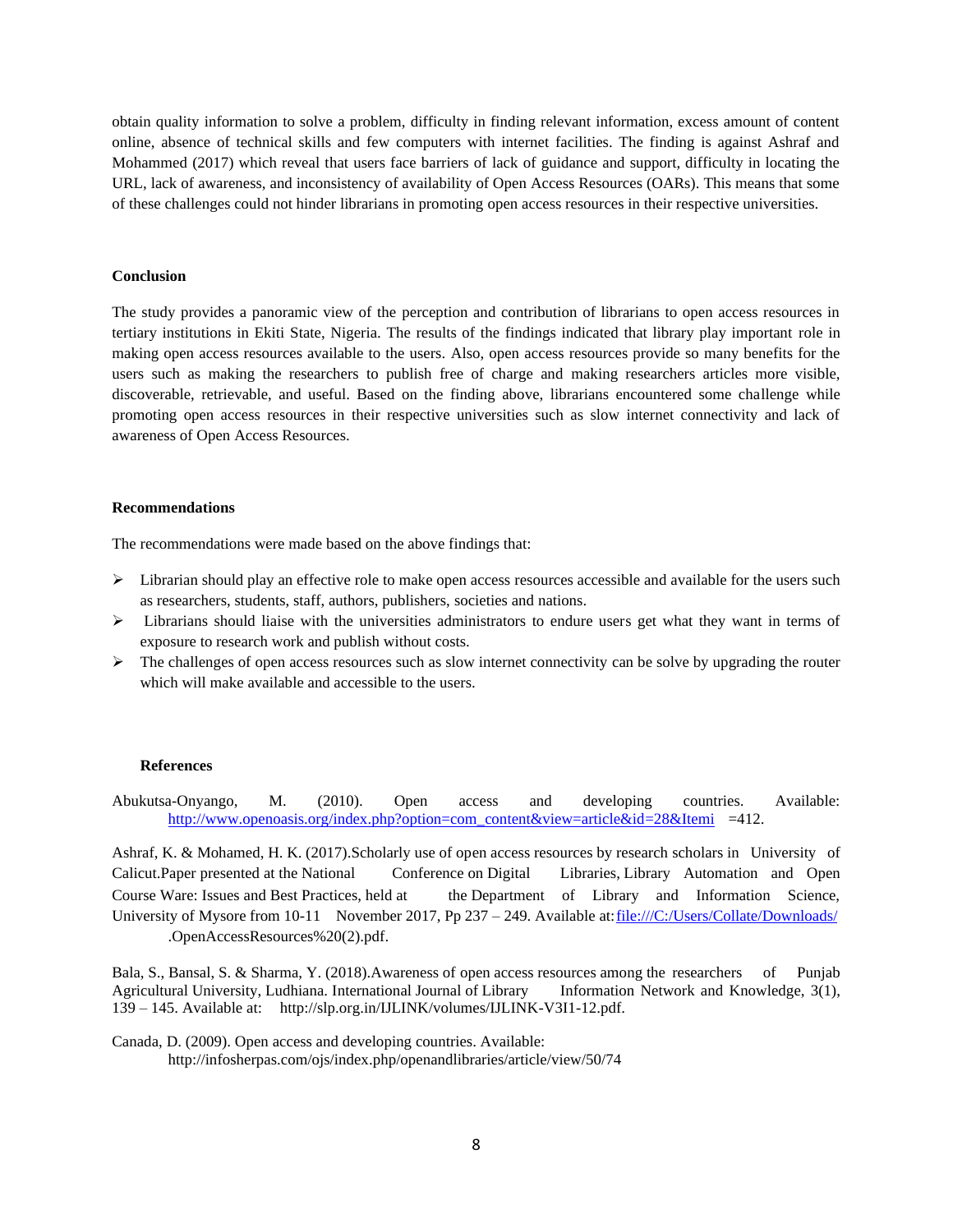obtain quality information to solve a problem, difficulty in finding relevant information, excess amount of content online, absence of technical skills and few computers with internet facilities. The finding is against Ashraf and Mohammed (2017) which reveal that users face barriers of lack of guidance and support, difficulty in locating the URL, lack of awareness, and inconsistency of availability of Open Access Resources (OARs). This means that some of these challenges could not hinder librarians in promoting open access resources in their respective universities.

**Conclusion**

The study provides a panoramic view of the perception and contribution of librarians to open access resources in tertiary institutions in Ekiti State, Nigeria. The results of the findings indicated that library play important role in making open access resources available to the users. Also, open access resources provide so many benefits for the users such as making the researchers to publish free of charge and making researchers articles more visible, discoverable, retrievable, and useful. Based on the finding above, librarians encountered some challenge while promoting open access resources in their respective universities such as slow internet connectivity and lack of awareness of Open Access Resources.

**Recommendations**

The recommendations were made based on the above findings that:

- Librarian should play an effective role to make open access resources accessible and available for the users such as researchers, students, staff, authors, publishers, societies and nations.
- Librarians should liaise with the universities administrators to endure users get what they want in terms of exposure to research work and publish without costs.
- The challenges of open access resources such as slow internet connectivity can be solve by upgrading the router which will make available and accessible to the users.

**References**

Abukutsa-Onyango, M. (2010). Open access and developing countries. Available: http://www.openoasis.org/index.php?option=com_content&view=article&id=28&Itemi =412.

Ashraf, K. & Mohamed, H. K. (2017).Scholarly use of open access resources by research scholars in University of Calicut.Paper presented at the National Conference on Digital Libraries, Library Automation and Open Course Ware: Issues and Best Practices, held at the Department of Library and Information Science, University of Mysore from 10-11 November 2017, Pp 237 – 249. Available at: file:///C:/Users/Collate/Downloads/ .OpenAccessResources%20(2).pdf.

Bala, S., Bansal, S. & Sharma, Y. (2018).Awareness of open access resources among the researchers of Punjab Agricultural University, Ludhiana. International Journal of Library Information Network and Knowledge, 3(1), 139 – 145. Available at: http://slp.org.in/IJLINK/volumes/IJLINK-V3I1-12.pdf.

Canada, D. (2009). Open access and developing countries. Available: http://infosherpas.com/ojs/index.php/openandlibraries/article/view/50/74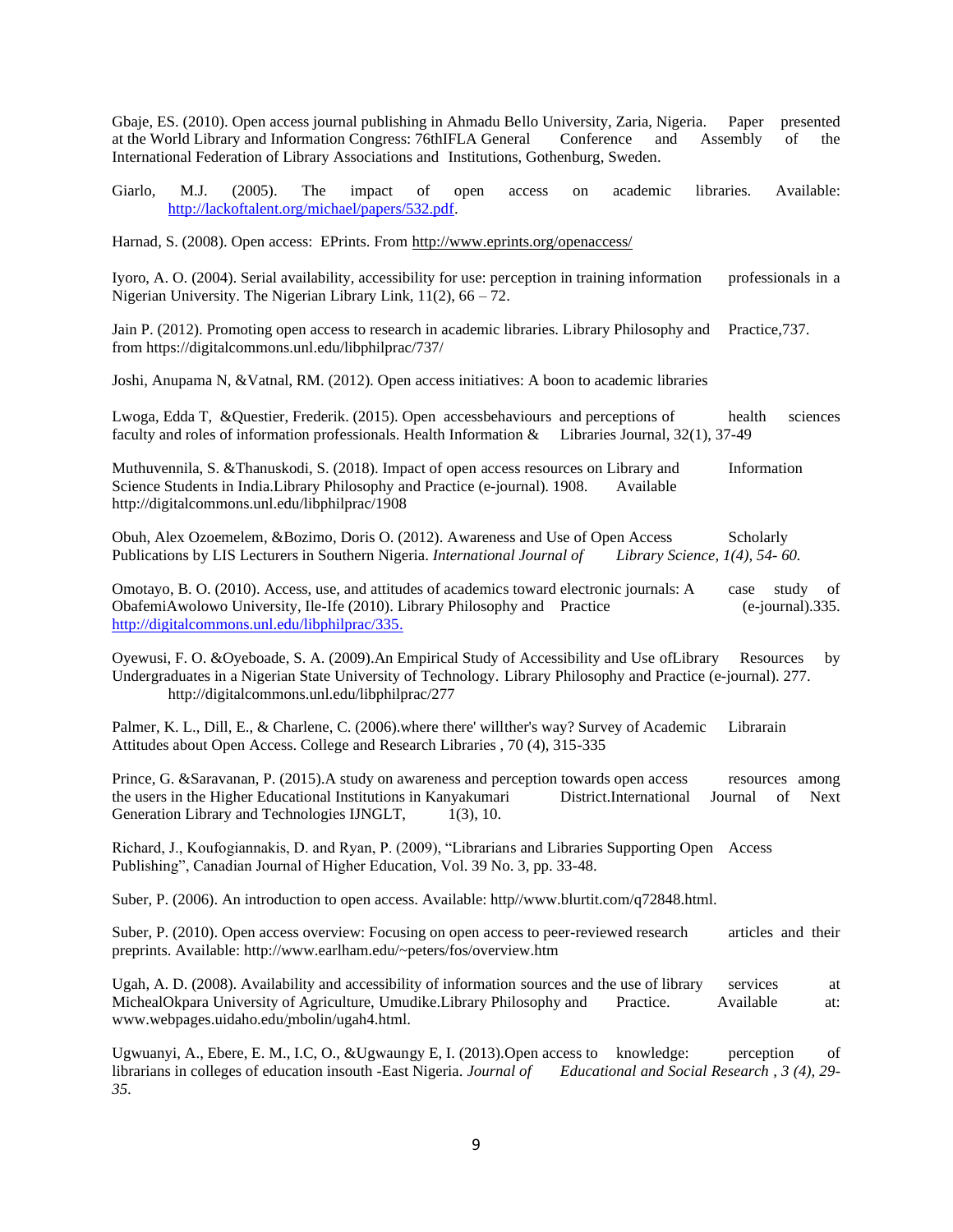Gbaje, ES. (2010). Open access journal publishing in Ahmadu Bello University, Zaria, Nigeria. Paper presented at the World Library and Information Congress: 76thIFLA General Conference and Assembly of the International Federation of Library Associations and Institutions, Gothenburg, Sweden.

Giarlo, M.J. (2005). The impact of open access on academic libraries. Available: http://lackoftalent.org/michael/papers/532.pdf.

Harnad, S. (2008). Open access: EPrints. From http://www.eprints.org/openaccess/

Iyoro, A. O. (2004). Serial availability, accessibility for use: perception in training information professionals in a Nigerian University. The Nigerian Library Link, 11(2), 66 – 72.

Jain P. (2012). Promoting open access to research in academic libraries. Library Philosophy and Practice,737. from https://digitalcommons.unl.edu/libphilprac/737/

Joshi, Anupama N, &Vatnal, RM. (2012). Open access initiatives: A boon to academic libraries

Lwoga, Edda T, &Questier, Frederik. (2015). Open accessbehaviours and perceptions of health sciences faculty and roles of information professionals. Health Information & Libraries Journal, 32(1), 37-49

Muthuvennila, S. &Thanuskodi, S. (2018). Impact of open access resources on Library and Information Science Students in India.Library Philosophy and Practice (e-journal). 1908. Available http://digitalcommons.unl.edu/libphilprac/1908

Obuh, Alex Ozoemelem, &Bozimo, Doris O. (2012). Awareness and Use of Open Access Scholarly Publications by LIS Lecturers in Southern Nigeria. *International Journal of Library Science, 1(4), 54- 60.*

Omotayo, B. O. (2010). Access, use, and attitudes of academics toward electronic journals: A case study of ObafemiAwolowo University, Ile-Ife (2010). Library Philosophy and Practice (e-journal).335. http://digitalcommons.unl.edu/libphilprac/335.

Oyewusi, F. O. &Oyeboade, S. A. (2009).An Empirical Study of Accessibility and Use ofLibrary Resources by Undergraduates in a Nigerian State University of Technology. Library Philosophy and Practice (e-journal). 277. http://digitalcommons.unl.edu/libphilprac/277

Palmer, K. L., Dill, E., & Charlene, C. (2006).where there' willther's way? Survey of Academic Librarain Attitudes about Open Access. College and Research Libraries , 70 (4), 315-335

Prince, G. &Saravanan, P. (2015).A study on awareness and perception towards open access resources among the users in the Higher Educational Institutions in Kanyakumari District.International Journal of Next Generation Library and Technologies IJNGLT, 1(3), 10.

Richard, J., Koufogiannakis, D. and Ryan, P. (2009), "Librarians and Libraries Supporting Open Access Publishing", Canadian Journal of Higher Education, Vol. 39 No. 3, pp. 33-48.

Suber, P. (2006). An introduction to open access. Available: http//www.blurtit.com/q72848.html.

Suber, P. (2010). Open access overview: Focusing on open access to peer-reviewed research articles and their preprints. Available: http://www.earlham.edu/~peters/fos/overview.htm

Ugah, A. D. (2008). Availability and accessibility of information sources and the use of library services at MichealOkpara University of Agriculture, Umudike.Library Philosophy and Practice. Available at: www.webpages.uidaho.edu/mbolin/ugah4.html.

Ugwuanyi, A., Ebere, E. M., I.C, O., &Ugwaungy E, I. (2013).Open access to knowledge: perception of librarians in colleges of education insouth -East Nigeria. *Journal of Educational and Social Research , 3 (4), 29-35*.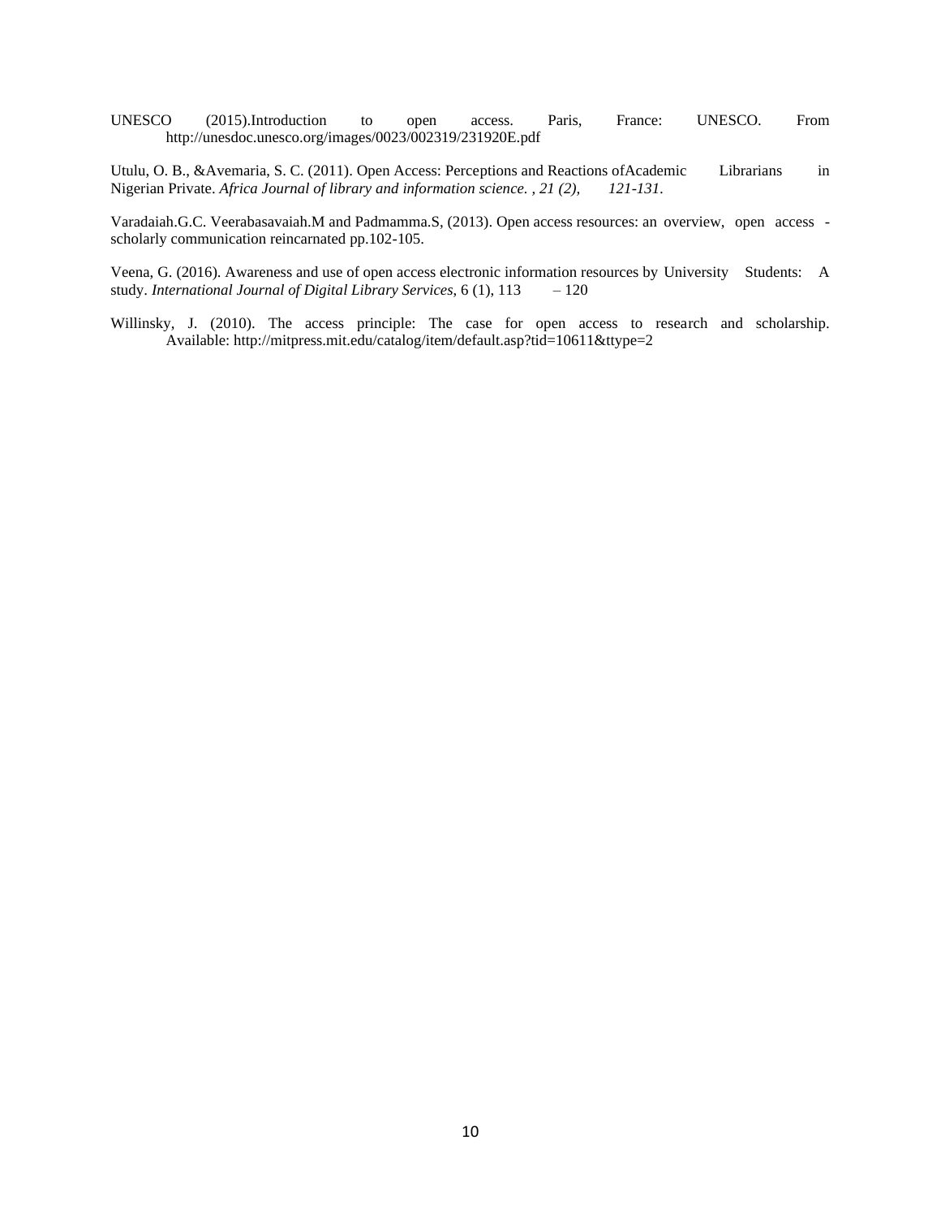UNESCO (2015).Introduction to open access. Paris, France: UNESCO. From http://unesdoc.unesco.org/images/0023/002319/231920E.pdf

Utulu, O. B., &Avemaria, S. C. (2011). Open Access: Perceptions and Reactions ofAcademic Librarians in Nigerian Private. *Africa Journal of library and information science. , 21 (2), 121-131.*

Varadaiah.G.C. Veerabasavaiah.M and Padmamma.S, (2013). Open access resources: an overview, open access - scholarly communication reincarnated pp.102-105.

Veena, G. (2016). Awareness and use of open access electronic information resources by University Students: A study. *International Journal of Digital Library Services*, 6 (1), 113 – 120

Willinsky, J. (2010). The access principle: The case for open access to research and scholarship. Available: http://mitpress.mit.edu/catalog/item/default.asp?tid=10611&ttype=2